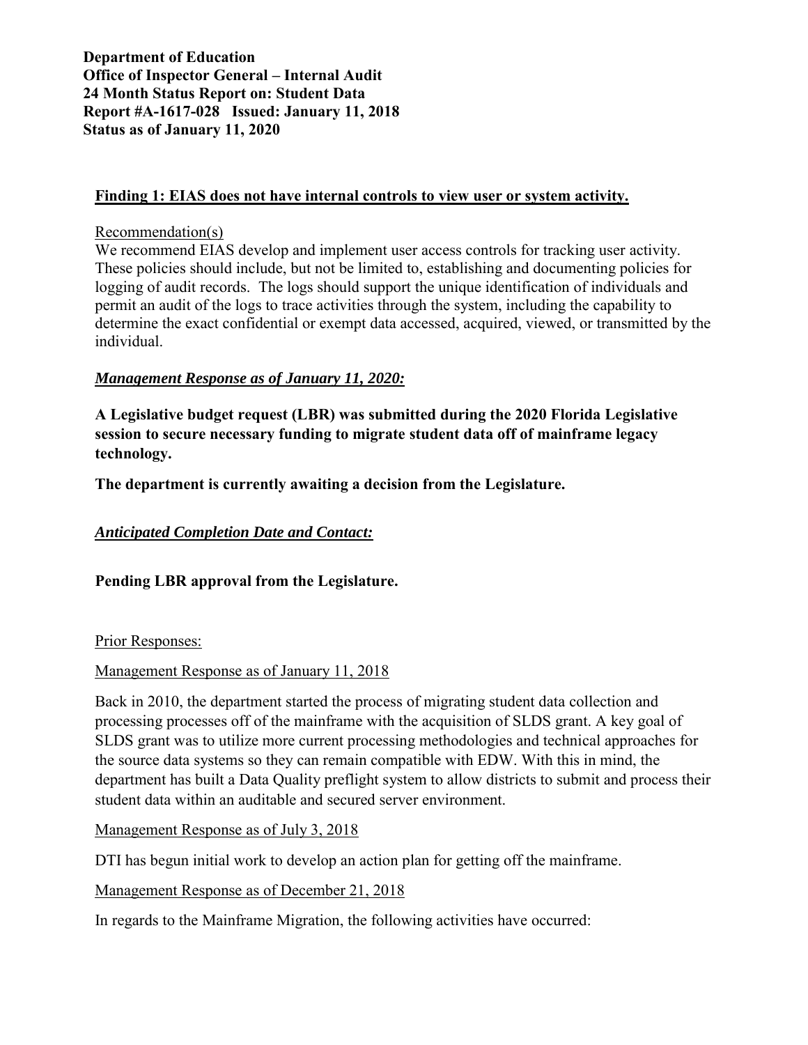**Department of Education**
**Office of Inspector General – Internal Audit**
**24 Month Status Report on: Student Data**
**Report #A-1617-028 Issued: January 11, 2018**
**Status as of January 11, 2020**

## Finding 1: EIAS does not have internal controls to view user or system activity.

Recommendation(s)

We recommend EIAS develop and implement user access controls for tracking user activity. These policies should include, but not be limited to, establishing and documenting policies for logging of audit records. The logs should support the unique identification of individuals and permit an audit of the logs to trace activities through the system, including the capability to determine the exact confidential or exempt data accessed, acquired, viewed, or transmitted by the individual.

***Management Response as of January 11, 2020:***

**A Legislative budget request (LBR) was submitted during the 2020 Florida Legislative session to secure necessary funding to migrate student data off of mainframe legacy technology.**

**The department is currently awaiting a decision from the Legislature.**

***Anticipated Completion Date and Contact:***

**Pending LBR approval from the Legislature.**

Prior Responses:

Management Response as of January 11, 2018

Back in 2010, the department started the process of migrating student data collection and processing processes off of the mainframe with the acquisition of SLDS grant. A key goal of SLDS grant was to utilize more current processing methodologies and technical approaches for the source data systems so they can remain compatible with EDW. With this in mind, the department has built a Data Quality preflight system to allow districts to submit and process their student data within an auditable and secured server environment.

Management Response as of July 3, 2018

DTI has begun initial work to develop an action plan for getting off the mainframe.

Management Response as of December 21, 2018

In regards to the Mainframe Migration, the following activities have occurred: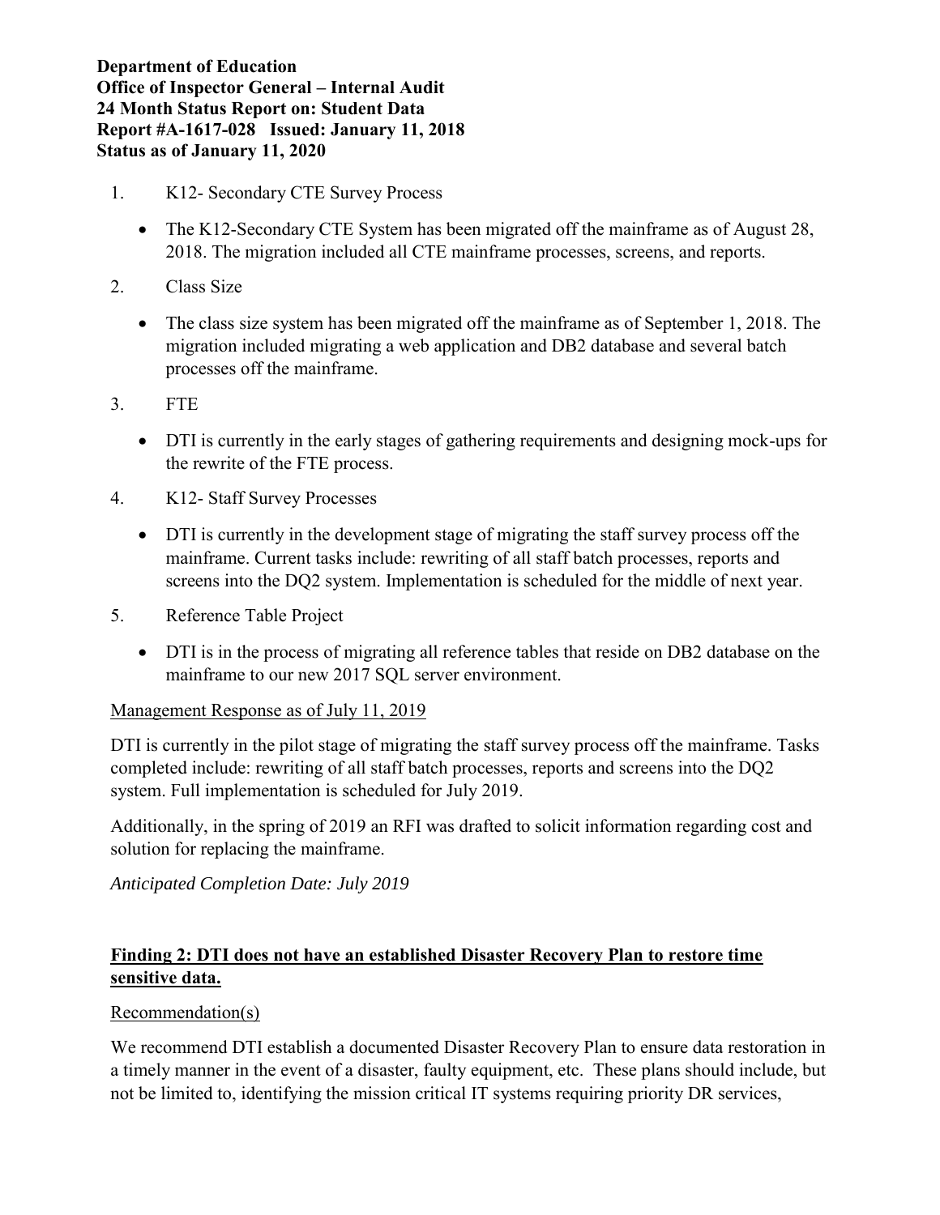**Department of Education**
**Office of Inspector General – Internal Audit**
**24 Month Status Report on: Student Data**
**Report #A-1617-028 Issued: January 11, 2018**
**Status as of January 11, 2020**

1. K12- Secondary CTE Survey Process
   - The K12-Secondary CTE System has been migrated off the mainframe as of August 28, 2018. The migration included all CTE mainframe processes, screens, and reports.
2. Class Size
   - The class size system has been migrated off the mainframe as of September 1, 2018. The migration included migrating a web application and DB2 database and several batch processes off the mainframe.
3. FTE
   - DTI is currently in the early stages of gathering requirements and designing mock-ups for the rewrite of the FTE process.
4. K12- Staff Survey Processes
   - DTI is currently in the development stage of migrating the staff survey process off the mainframe. Current tasks include: rewriting of all staff batch processes, reports and screens into the DQ2 system. Implementation is scheduled for the middle of next year.
5. Reference Table Project
   - DTI is in the process of migrating all reference tables that reside on DB2 database on the mainframe to our new 2017 SQL server environment.

Management Response as of July 11, 2019

DTI is currently in the pilot stage of migrating the staff survey process off the mainframe. Tasks completed include: rewriting of all staff batch processes, reports and screens into the DQ2 system. Full implementation is scheduled for July 2019.

Additionally, in the spring of 2019 an RFI was drafted to solicit information regarding cost and solution for replacing the mainframe.

*Anticipated Completion Date: July 2019*

**Finding 2: DTI does not have an established Disaster Recovery Plan to restore time sensitive data.**

Recommendation(s)

We recommend DTI establish a documented Disaster Recovery Plan to ensure data restoration in a timely manner in the event of a disaster, faulty equipment, etc. These plans should include, but not be limited to, identifying the mission critical IT systems requiring priority DR services,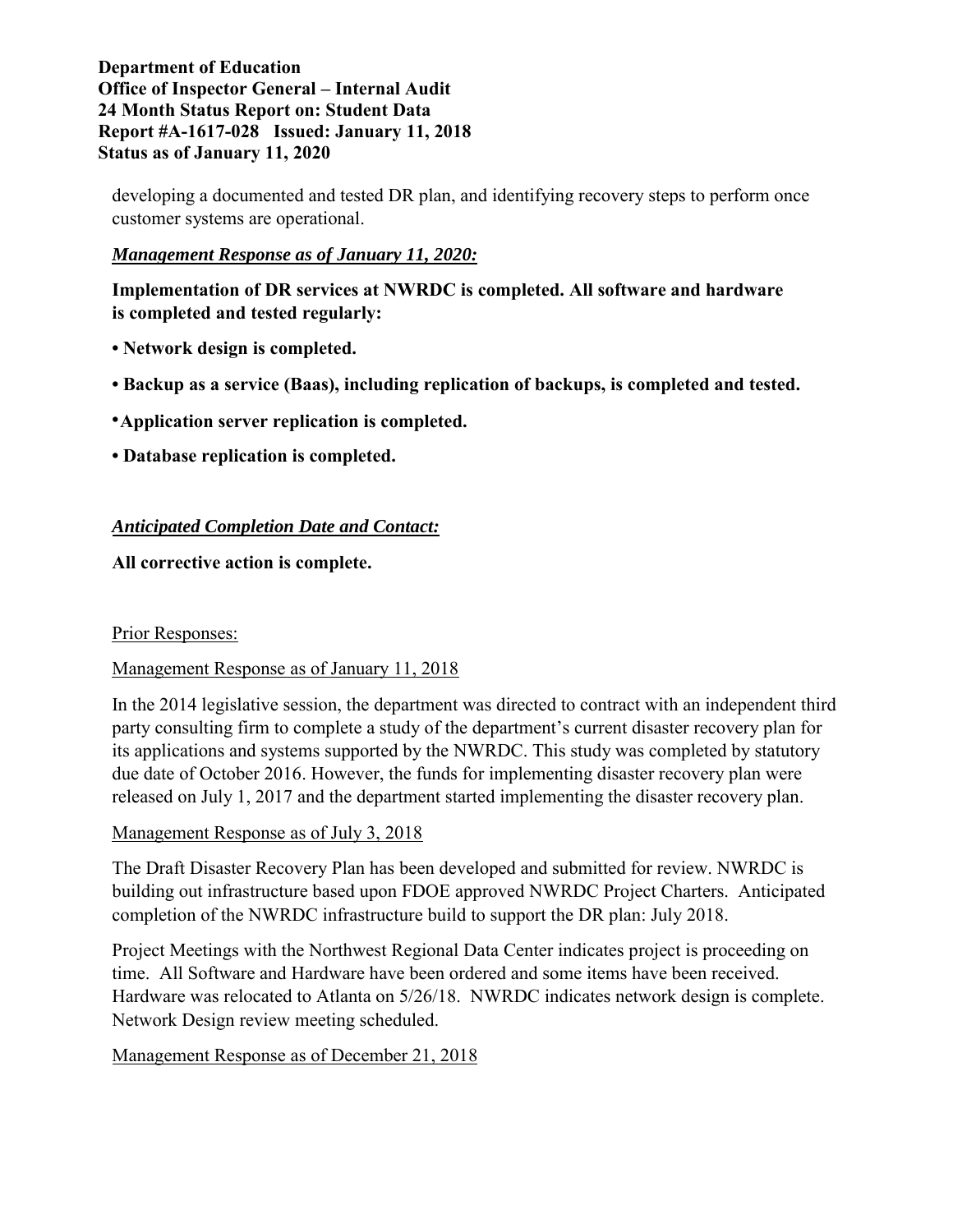developing a documented and tested DR plan, and identifying recovery steps to perform once customer systems are operational.

***Management Response as of January 11, 2020:***

**Implementation of DR services at NWRDC is completed. All software and hardware is completed and tested regularly:**

- **Network design is completed.**
- **Backup as a service (Baas), including replication of backups, is completed and tested.**
- **Application server replication is completed.**
- **Database replication is completed.**

***Anticipated Completion Date and Contact:***

**All corrective action is complete.**

Prior Responses:

Management Response as of January 11, 2018

In the 2014 legislative session, the department was directed to contract with an independent third party consulting firm to complete a study of the department's current disaster recovery plan for its applications and systems supported by the NWRDC. This study was completed by statutory due date of October 2016. However, the funds for implementing disaster recovery plan were released on July 1, 2017 and the department started implementing the disaster recovery plan.

Management Response as of July 3, 2018

The Draft Disaster Recovery Plan has been developed and submitted for review. NWRDC is building out infrastructure based upon FDOE approved NWRDC Project Charters. Anticipated completion of the NWRDC infrastructure build to support the DR plan: July 2018.

Project Meetings with the Northwest Regional Data Center indicates project is proceeding on time. All Software and Hardware have been ordered and some items have been received. Hardware was relocated to Atlanta on 5/26/18. NWRDC indicates network design is complete. Network Design review meeting scheduled.

Management Response as of December 21, 2018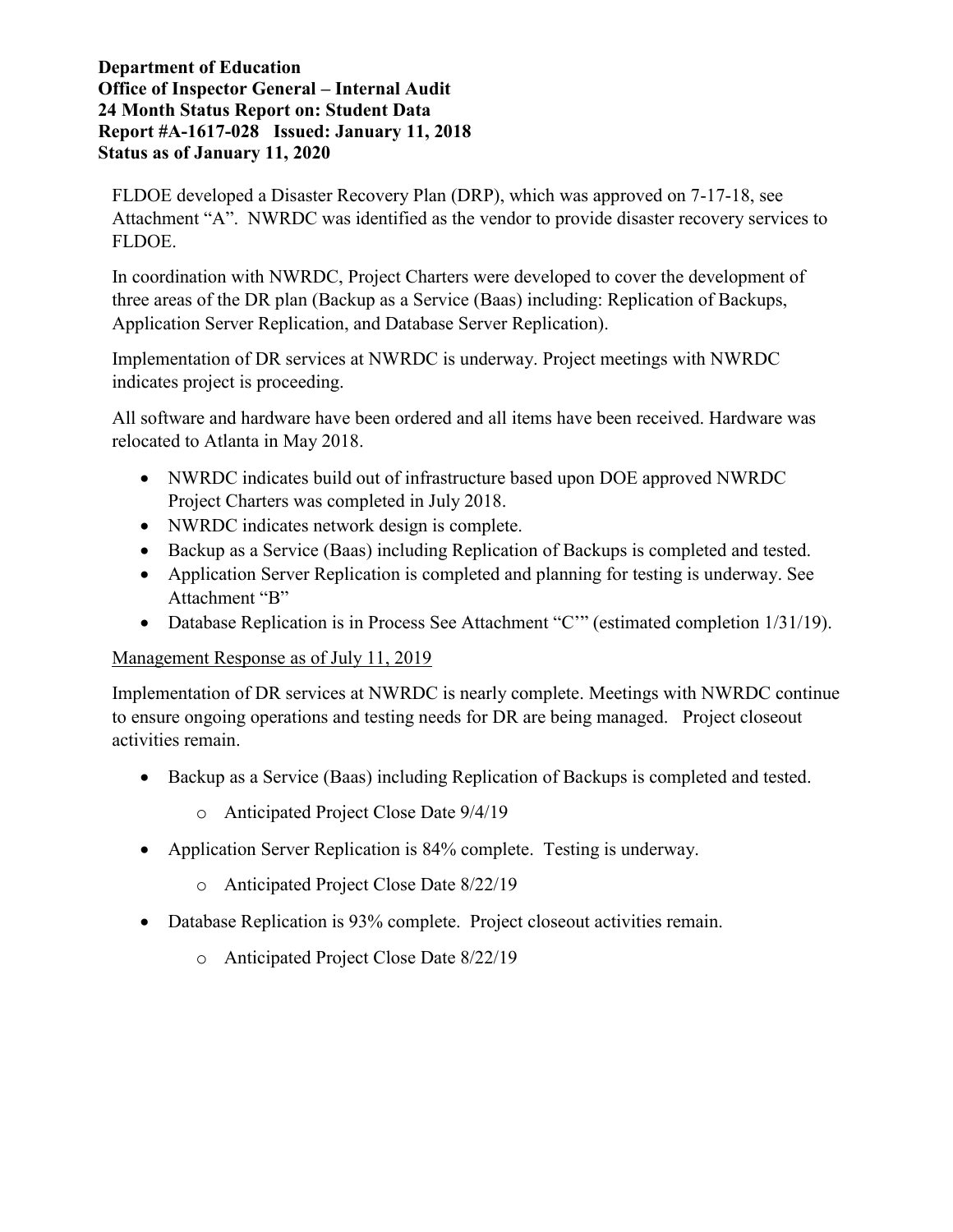**Department of Education**
**Office of Inspector General – Internal Audit**
**24 Month Status Report on: Student Data**
**Report #A-1617-028 Issued: January 11, 2018**
**Status as of January 11, 2020**

FLDOE developed a Disaster Recovery Plan (DRP), which was approved on 7-17-18, see Attachment "A". NWRDC was identified as the vendor to provide disaster recovery services to FLDOE.

In coordination with NWRDC, Project Charters were developed to cover the development of three areas of the DR plan (Backup as a Service (Baas) including: Replication of Backups, Application Server Replication, and Database Server Replication).

Implementation of DR services at NWRDC is underway. Project meetings with NWRDC indicates project is proceeding.

All software and hardware have been ordered and all items have been received. Hardware was relocated to Atlanta in May 2018.

- NWRDC indicates build out of infrastructure based upon DOE approved NWRDC Project Charters was completed in July 2018.
- NWRDC indicates network design is complete.
- Backup as a Service (Baas) including Replication of Backups is completed and tested.
- Application Server Replication is completed and planning for testing is underway. See Attachment "B"
- Database Replication is in Process See Attachment "C'" (estimated completion 1/31/19).

<u>Management Response as of July 11, 2019</u>

Implementation of DR services at NWRDC is nearly complete. Meetings with NWRDC continue to ensure ongoing operations and testing needs for DR are being managed. Project closeout activities remain.

- Backup as a Service (Baas) including Replication of Backups is completed and tested.
  - Anticipated Project Close Date 9/4/19
- Application Server Replication is 84% complete. Testing is underway.
  - Anticipated Project Close Date 8/22/19
- Database Replication is 93% complete. Project closeout activities remain.
  - Anticipated Project Close Date 8/22/19